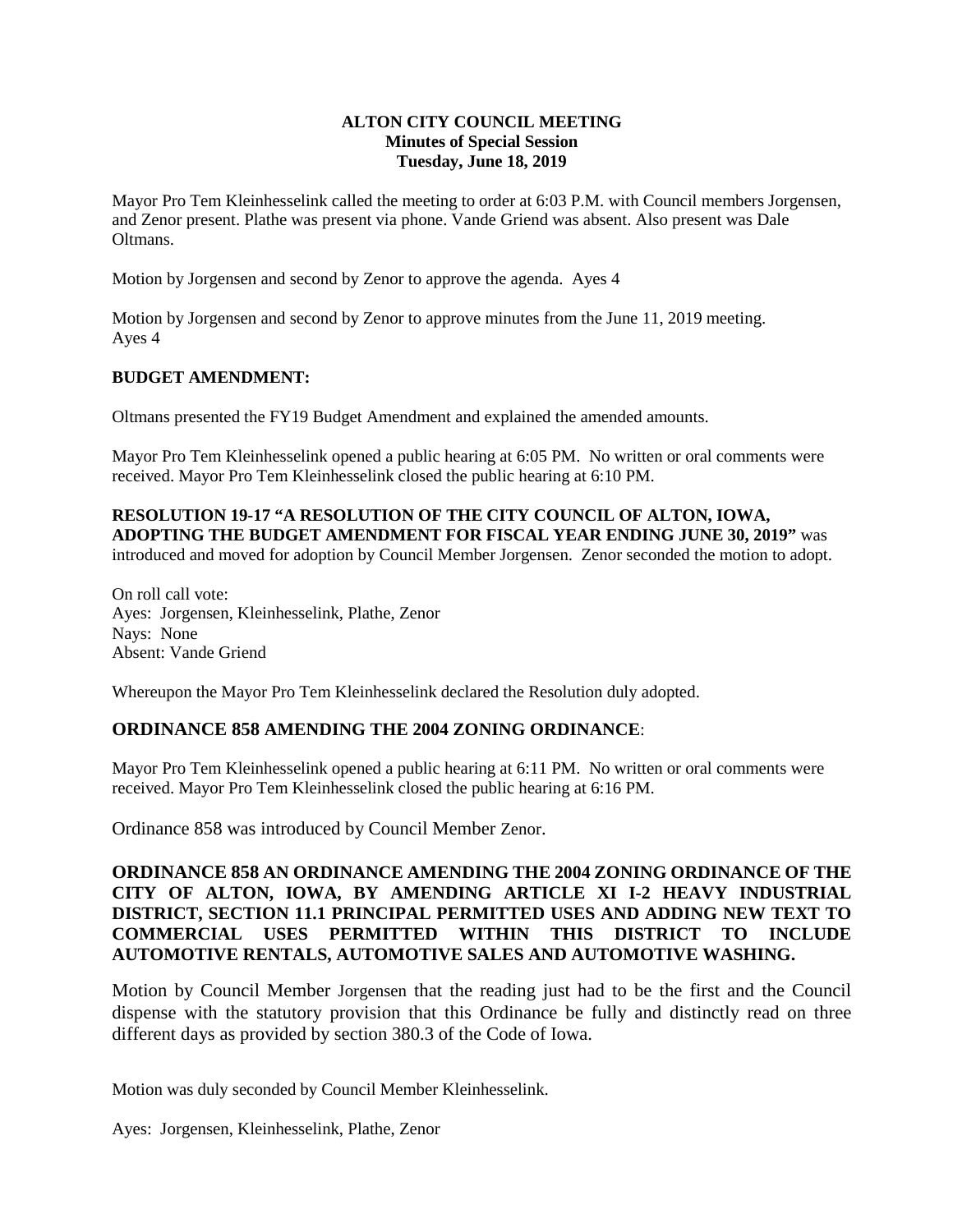**ALTON CITY COUNCIL MEETING**
**Minutes of Special Session**
**Tuesday, June 18, 2019**

Mayor Pro Tem Kleinhesselink called the meeting to order at 6:03 P.M. with Council members Jorgensen, and Zenor present. Plathe was present via phone. Vande Griend was absent. Also present was Dale Oltmans.

Motion by Jorgensen and second by Zenor to approve the agenda. Ayes 4

Motion by Jorgensen and second by Zenor to approve minutes from the June 11, 2019 meeting.
Ayes 4

**BUDGET AMENDMENT:**

Oltmans presented the FY19 Budget Amendment and explained the amended amounts.

Mayor Pro Tem Kleinhesselink opened a public hearing at 6:05 PM. No written or oral comments were received. Mayor Pro Tem Kleinhesselink closed the public hearing at 6:10 PM.

**RESOLUTION 19-17 "A RESOLUTION OF THE CITY COUNCIL OF ALTON, IOWA, ADOPTING THE BUDGET AMENDMENT FOR FISCAL YEAR ENDING JUNE 30, 2019"** was introduced and moved for adoption by Council Member Jorgensen. Zenor seconded the motion to adopt.

On roll call vote:
Ayes: Jorgensen, Kleinhesselink, Plathe, Zenor
Nays: None
Absent: Vande Griend

Whereupon the Mayor Pro Tem Kleinhesselink declared the Resolution duly adopted.

**ORDINANCE 858 AMENDING THE 2004 ZONING ORDINANCE**:

Mayor Pro Tem Kleinhesselink opened a public hearing at 6:11 PM. No written or oral comments were received. Mayor Pro Tem Kleinhesselink closed the public hearing at 6:16 PM.

Ordinance 858 was introduced by Council Member Zenor.

**ORDINANCE 858 AN ORDINANCE AMENDING THE 2004 ZONING ORDINANCE OF THE CITY OF ALTON, IOWA, BY AMENDING ARTICLE XI I-2 HEAVY INDUSTRIAL DISTRICT, SECTION 11.1 PRINCIPAL PERMITTED USES AND ADDING NEW TEXT TO COMMERCIAL USES PERMITTED WITHIN THIS DISTRICT TO INCLUDE AUTOMOTIVE RENTALS, AUTOMOTIVE SALES AND AUTOMOTIVE WASHING.**

Motion by Council Member Jorgensen that the reading just had to be the first and the Council dispense with the statutory provision that this Ordinance be fully and distinctly read on three different days as provided by section 380.3 of the Code of Iowa.

Motion was duly seconded by Council Member Kleinhesselink.

Ayes: Jorgensen, Kleinhesselink, Plathe, Zenor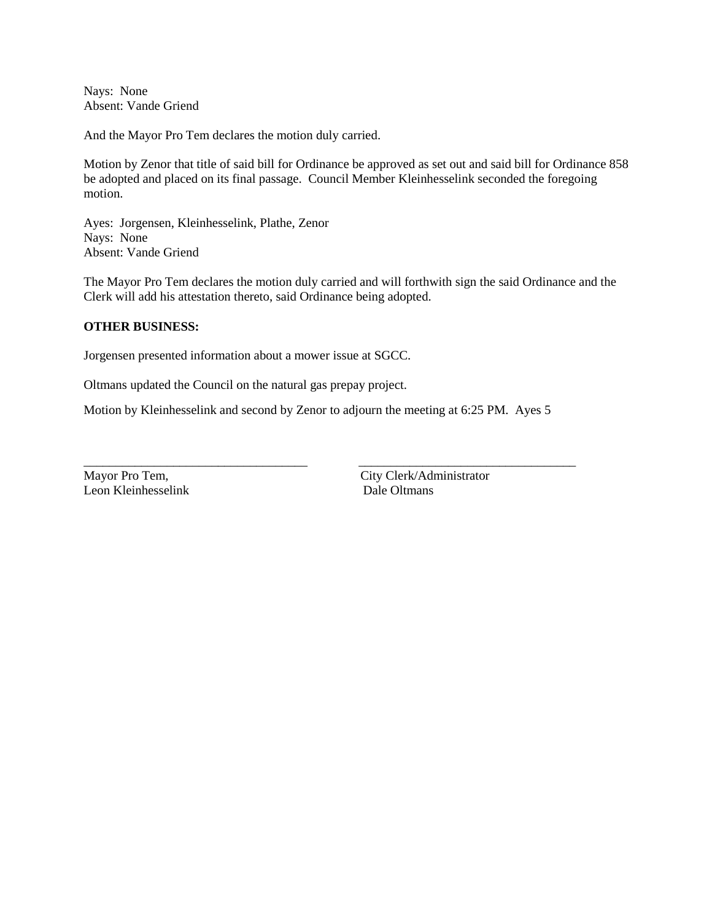Nays: None
Absent: Vande Griend

And the Mayor Pro Tem declares the motion duly carried.

Motion by Zenor that title of said bill for Ordinance be approved as set out and said bill for Ordinance 858 be adopted and placed on its final passage. Council Member Kleinhesselink seconded the foregoing motion.

Ayes: Jorgensen, Kleinhesselink, Plathe, Zenor
Nays: None
Absent: Vande Griend

The Mayor Pro Tem declares the motion duly carried and will forthwith sign the said Ordinance and the Clerk will add his attestation thereto, said Ordinance being adopted.

**OTHER BUSINESS:**

Jorgensen presented information about a mower issue at SGCC.

Oltmans updated the Council on the natural gas prepay project.

Motion by Kleinhesselink and second by Zenor to adjourn the meeting at 6:25 PM. Ayes 5

\_\_\_\_\_\_\_\_\_\_\_\_\_\_\_\_\_\_\_\_\_\_\_\_\_\_\_\_\_\_\_\_\_\_\_\_
Mayor Pro Tem,
Leon Kleinhesselink

\_\_\_\_\_\_\_\_\_\_\_\_\_\_\_\_\_\_\_\_\_\_\_\_\_\_\_\_\_\_\_\_\_\_\_\_
City Clerk/Administrator
Dale Oltmans